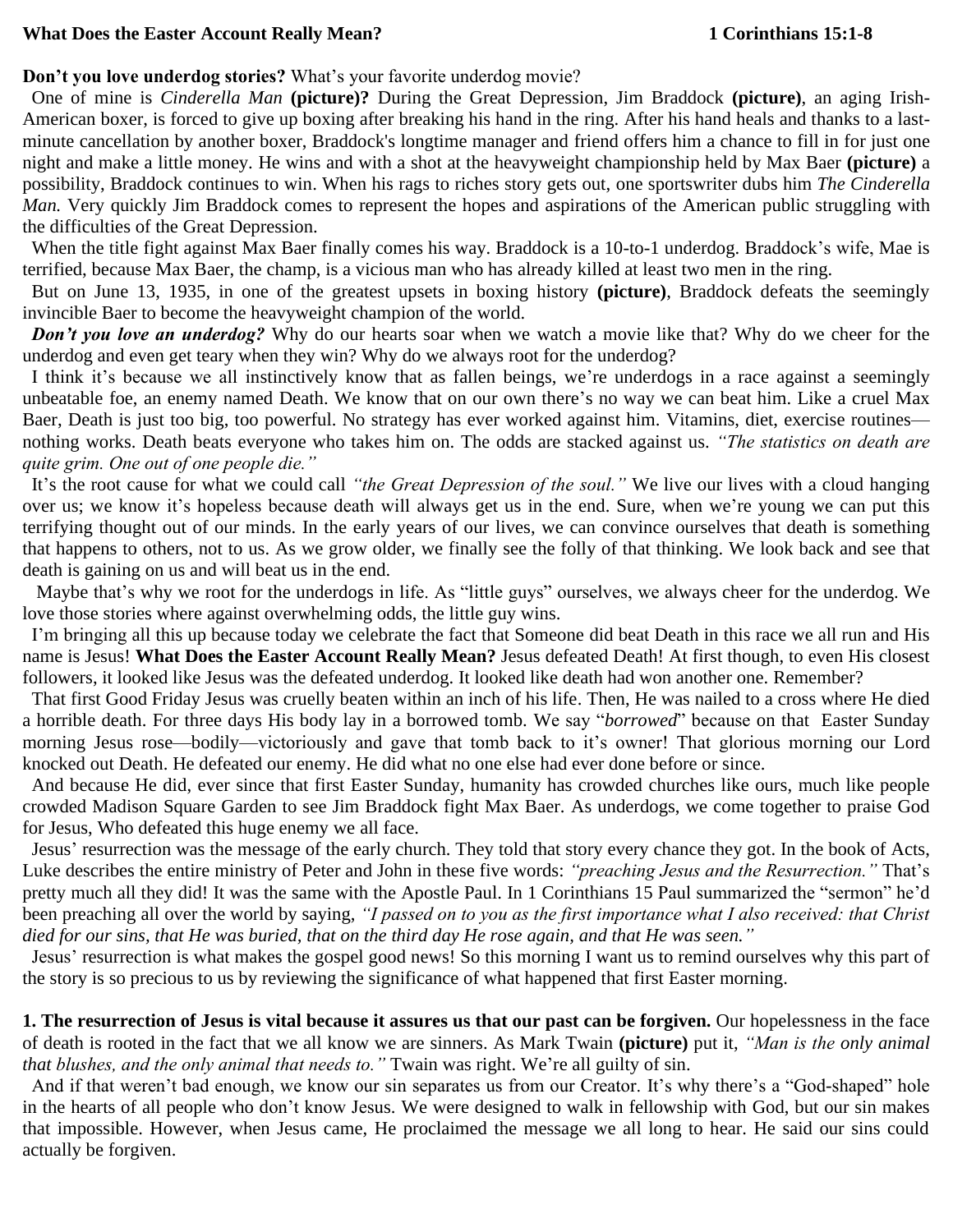**What Does the Easter Account Really Mean?** **1 Corinthians 15:1-8**

**Don't you love underdog stories?** What's your favorite underdog movie?

One of mine is *Cinderella Man* **(picture)?** During the Great Depression, Jim Braddock **(picture)**, an aging Irish-American boxer, is forced to give up boxing after breaking his hand in the ring. After his hand heals and thanks to a last-minute cancellation by another boxer, Braddock's longtime manager and friend offers him a chance to fill in for just one night and make a little money. He wins and with a shot at the heavyweight championship held by Max Baer **(picture)** a possibility, Braddock continues to win. When his rags to riches story gets out, one sportswriter dubs him *The Cinderella Man.* Very quickly Jim Braddock comes to represent the hopes and aspirations of the American public struggling with the difficulties of the Great Depression.

When the title fight against Max Baer finally comes his way. Braddock is a 10-to-1 underdog. Braddock's wife, Mae is terrified, because Max Baer, the champ, is a vicious man who has already killed at least two men in the ring.

But on June 13, 1935, in one of the greatest upsets in boxing history **(picture)**, Braddock defeats the seemingly invincible Baer to become the heavyweight champion of the world.

***Don't you love an underdog?*** Why do our hearts soar when we watch a movie like that? Why do we cheer for the underdog and even get teary when they win? Why do we always root for the underdog?

I think it's because we all instinctively know that as fallen beings, we're underdogs in a race against a seemingly unbeatable foe, an enemy named Death. We know that on our own there's no way we can beat him. Like a cruel Max Baer, Death is just too big, too powerful. No strategy has ever worked against him. Vitamins, diet, exercise routines—nothing works. Death beats everyone who takes him on. The odds are stacked against us. *"The statistics on death are quite grim. One out of one people die."*

It's the root cause for what we could call *"the Great Depression of the soul."* We live our lives with a cloud hanging over us; we know it's hopeless because death will always get us in the end. Sure, when we're young we can put this terrifying thought out of our minds. In the early years of our lives, we can convince ourselves that death is something that happens to others, not to us. As we grow older, we finally see the folly of that thinking. We look back and see that death is gaining on us and will beat us in the end.

Maybe that's why we root for the underdogs in life. As "little guys" ourselves, we always cheer for the underdog. We love those stories where against overwhelming odds, the little guy wins.

I'm bringing all this up because today we celebrate the fact that Someone did beat Death in this race we all run and His name is Jesus! **What Does the Easter Account Really Mean?** Jesus defeated Death! At first though, to even His closest followers, it looked like Jesus was the defeated underdog. It looked like death had won another one. Remember?

That first Good Friday Jesus was cruelly beaten within an inch of his life. Then, He was nailed to a cross where He died a horrible death. For three days His body lay in a borrowed tomb. We say "*borrowed*" because on that Easter Sunday morning Jesus rose—bodily—victoriously and gave that tomb back to it's owner! That glorious morning our Lord knocked out Death. He defeated our enemy. He did what no one else had ever done before or since.

And because He did, ever since that first Easter Sunday, humanity has crowded churches like ours, much like people crowded Madison Square Garden to see Jim Braddock fight Max Baer. As underdogs, we come together to praise God for Jesus, Who defeated this huge enemy we all face.

Jesus' resurrection was the message of the early church. They told that story every chance they got. In the book of Acts, Luke describes the entire ministry of Peter and John in these five words: *"preaching Jesus and the Resurrection."* That's pretty much all they did! It was the same with the Apostle Paul. In 1 Corinthians 15 Paul summarized the "sermon" he'd been preaching all over the world by saying, *"I passed on to you as the first importance what I also received: that Christ died for our sins, that He was buried, that on the third day He rose again, and that He was seen."*

Jesus' resurrection is what makes the gospel good news! So this morning I want us to remind ourselves why this part of the story is so precious to us by reviewing the significance of what happened that first Easter morning.

**1. The resurrection of Jesus is vital because it assures us that our past can be forgiven.** Our hopelessness in the face of death is rooted in the fact that we all know we are sinners. As Mark Twain **(picture)** put it, *"Man is the only animal that blushes, and the only animal that needs to."* Twain was right. We're all guilty of sin.

And if that weren't bad enough, we know our sin separates us from our Creator. It's why there's a "God-shaped" hole in the hearts of all people who don't know Jesus. We were designed to walk in fellowship with God, but our sin makes that impossible. However, when Jesus came, He proclaimed the message we all long to hear. He said our sins could actually be forgiven.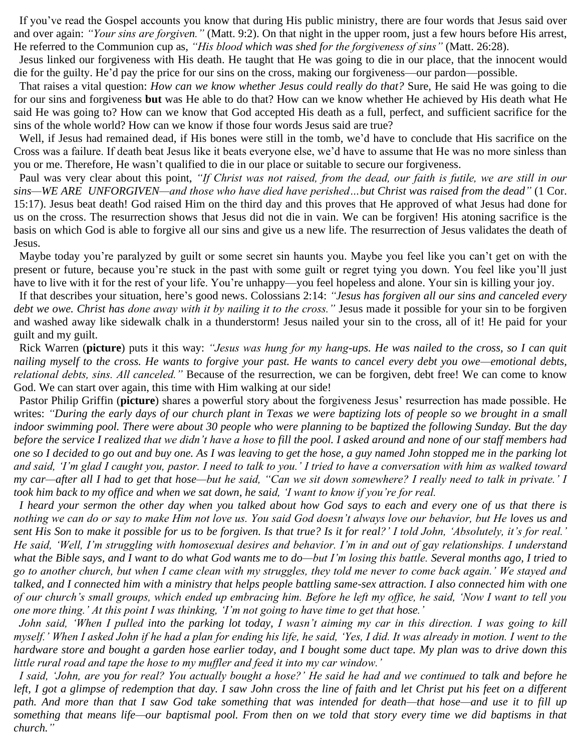If you've read the Gospel accounts you know that during His public ministry, there are four words that Jesus said over and over again: *"Your sins are forgiven."* (Matt. 9:2). On that night in the upper room, just a few hours before His arrest, He referred to the Communion cup as, *"His blood which was shed for the forgiveness of sins"* (Matt. 26:28).

Jesus linked our forgiveness with His death. He taught that He was going to die in our place, that the innocent would die for the guilty. He'd pay the price for our sins on the cross, making our forgiveness—our pardon—possible.

That raises a vital question: *How can we know whether Jesus could really do that?* Sure, He said He was going to die for our sins and forgiveness **but** was He able to do that? How can we know whether He achieved by His death what He said He was going to? How can we know that God accepted His death as a full, perfect, and sufficient sacrifice for the sins of the whole world? How can we know if those four words Jesus said are true?

Well, if Jesus had remained dead, if His bones were still in the tomb, we'd have to conclude that His sacrifice on the Cross was a failure. If death beat Jesus like it beats everyone else, we'd have to assume that He was no more sinless than you or me. Therefore, He wasn't qualified to die in our place or suitable to secure our forgiveness.

Paul was very clear about this point, *"If Christ was not raised, from the dead, our faith is futile, we are still in our sins—WE ARE UNFORGIVEN—and those who have died have perished…but Christ was raised from the dead"* (1 Cor. 15:17). Jesus beat death! God raised Him on the third day and this proves that He approved of what Jesus had done for us on the cross. The resurrection shows that Jesus did not die in vain. We can be forgiven! His atoning sacrifice is the basis on which God is able to forgive all our sins and give us a new life. The resurrection of Jesus validates the death of Jesus.

Maybe today you're paralyzed by guilt or some secret sin haunts you. Maybe you feel like you can't get on with the present or future, because you're stuck in the past with some guilt or regret tying you down. You feel like you'll just have to live with it for the rest of your life. You're unhappy—you feel hopeless and alone. Your sin is killing your joy.

If that describes your situation, here's good news. Colossians 2:14: *"Jesus has forgiven all our sins and canceled every debt we owe. Christ has done away with it by nailing it to the cross."* Jesus made it possible for your sin to be forgiven and washed away like sidewalk chalk in a thunderstorm! Jesus nailed your sin to the cross, all of it! He paid for your guilt and my guilt.

Rick Warren (**picture**) puts it this way: *"Jesus was hung for my hang-ups. He was nailed to the cross, so I can quit nailing myself to the cross. He wants to forgive your past. He wants to cancel every debt you owe—emotional debts, relational debts, sins. All canceled."* Because of the resurrection, we can be forgiven, debt free! We can come to know God. We can start over again, this time with Him walking at our side!

Pastor Philip Griffin (**picture**) shares a powerful story about the forgiveness Jesus' resurrection has made possible. He writes: *"During the early days of our church plant in Texas we were baptizing lots of people so we brought in a small indoor swimming pool. There were about 30 people who were planning to be baptized the following Sunday. But the day before the service I realized that we didn't have a hose to fill the pool. I asked around and none of our staff members had one so I decided to go out and buy one. As I was leaving to get the hose, a guy named John stopped me in the parking lot and said, 'I'm glad I caught you, pastor. I need to talk to you.' I tried to have a conversation with him as walked toward my car—after all I had to get that hose—but he said, "Can we sit down somewhere? I really need to talk in private.' I took him back to my office and when we sat down, he said, 'I want to know if you're for real.*

*I heard your sermon the other day when you talked about how God says to each and every one of us that there is nothing we can do or say to make Him not love us. You said God doesn't always love our behavior, but He loves us and sent His Son to make it possible for us to be forgiven. Is that true? Is it for real?' I told John, 'Absolutely, it's for real.' He said, 'Well, I'm struggling with homosexual desires and behavior. I'm in and out of gay relationships. I understand what the Bible says, and I want to do what God wants me to do—but I'm losing this battle. Several months ago, I tried to go to another church, but when I came clean with my struggles, they told me never to come back again.' We stayed and talked, and I connected him with a ministry that helps people battling same-sex attraction. I also connected him with one of our church's small groups, which ended up embracing him. Before he left my office, he said, 'Now I want to tell you one more thing.' At this point I was thinking, 'I'm not going to have time to get that hose.'*

*John said, 'When I pulled into the parking lot today, I wasn't aiming my car in this direction. I was going to kill myself.' When I asked John if he had a plan for ending his life, he said, 'Yes, I did. It was already in motion. I went to the hardware store and bought a garden hose earlier today, and I bought some duct tape. My plan was to drive down this little rural road and tape the hose to my muffler and feed it into my car window.'*

*I said, 'John, are you for real? You actually bought a hose?' He said he had and we continued to talk and before he left, I got a glimpse of redemption that day. I saw John cross the line of faith and let Christ put his feet on a different path. And more than that I saw God take something that was intended for death—that hose—and use it to fill up something that means life—our baptismal pool. From then on we told that story every time we did baptisms in that church."*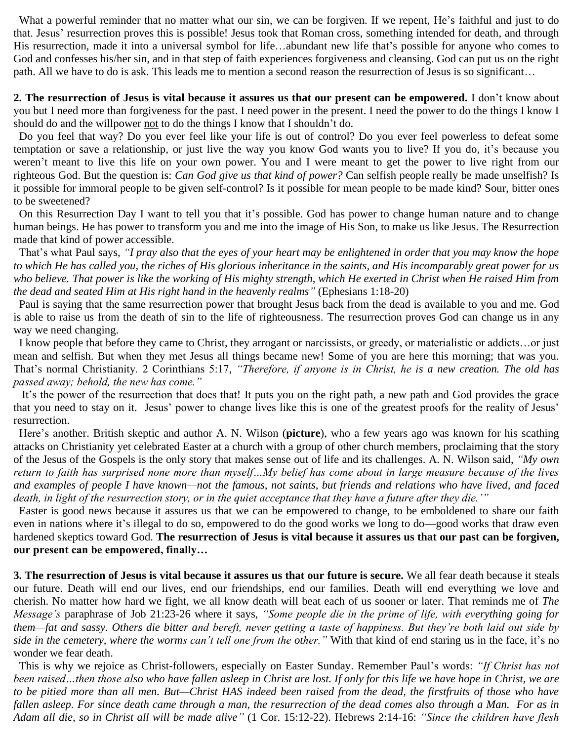What a powerful reminder that no matter what our sin, we can be forgiven. If we repent, He's faithful and just to do that. Jesus' resurrection proves this is possible! Jesus took that Roman cross, something intended for death, and through His resurrection, made it into a universal symbol for life…abundant new life that's possible for anyone who comes to God and confesses his/her sin, and in that step of faith experiences forgiveness and cleansing. God can put us on the right path. All we have to do is ask. This leads me to mention a second reason the resurrection of Jesus is so significant…

**2. The resurrection of Jesus is vital because it assures us that our present can be empowered.** I don't know about you but I need more than forgiveness for the past. I need power in the present. I need the power to do the things I know I should do and the willpower not to do the things I know that I shouldn't do.

Do you feel that way? Do you ever feel like your life is out of control? Do you ever feel powerless to defeat some temptation or save a relationship, or just live the way you know God wants you to live? If you do, it's because you weren't meant to live this life on your own power. You and I were meant to get the power to live right from our righteous God. But the question is: *Can God give us that kind of power?* Can selfish people really be made unselfish? Is it possible for immoral people to be given self-control? Is it possible for mean people to be made kind? Sour, bitter ones to be sweetened?

On this Resurrection Day I want to tell you that it's possible. God has power to change human nature and to change human beings. He has power to transform you and me into the image of His Son, to make us like Jesus. The Resurrection made that kind of power accessible.

That's what Paul says, *"I pray also that the eyes of your heart may be enlightened in order that you may know the hope to which He has called you, the riches of His glorious inheritance in the saints, and His incomparably great power for us who believe. That power is like the working of His mighty strength, which He exerted in Christ when He raised Him from the dead and seated Him at His right hand in the heavenly realms"* (Ephesians 1:18-20)

Paul is saying that the same resurrection power that brought Jesus back from the dead is available to you and me. God is able to raise us from the death of sin to the life of righteousness. The resurrection proves God can change us in any way we need changing.

I know people that before they came to Christ, they arrogant or narcissists, or greedy, or materialistic or addicts…or just mean and selfish. But when they met Jesus all things became new! Some of you are here this morning; that was you. That's normal Christianity. 2 Corinthians 5:17, *"Therefore, if anyone is in Christ, he is a new creation. The old has passed away; behold, the new has come."*

It's the power of the resurrection that does that! It puts you on the right path, a new path and God provides the grace that you need to stay on it. Jesus' power to change lives like this is one of the greatest proofs for the reality of Jesus' resurrection.

Here's another. British skeptic and author A. N. Wilson (**picture**), who a few years ago was known for his scathing attacks on Christianity yet celebrated Easter at a church with a group of other church members, proclaiming that the story of the Jesus of the Gospels is the only story that makes sense out of life and its challenges. A. N. Wilson said, *"My own return to faith has surprised none more than myself…My belief has come about in large measure because of the lives and examples of people I have known—not the famous, not saints, but friends and relations who have lived, and faced death, in light of the resurrection story, or in the quiet acceptance that they have a future after they die.'"*

Easter is good news because it assures us that we can be empowered to change, to be emboldened to share our faith even in nations where it's illegal to do so, empowered to do the good works we long to do—good works that draw even hardened skeptics toward God. **The resurrection of Jesus is vital because it assures us that our past can be forgiven, our present can be empowered, finally…**

**3. The resurrection of Jesus is vital because it assures us that our future is secure.** We all fear death because it steals our future. Death will end our lives, end our friendships, end our families. Death will end everything we love and cherish. No matter how hard we fight, we all know death will beat each of us sooner or later. That reminds me of *The Message's* paraphrase of Job 21:23-26 where it says, *"Some people die in the prime of life, with everything going for them—fat and sassy. Others die bitter and bereft, never getting a taste of happiness. But they're both laid out side by side in the cemetery, where the worms can't tell one from the other."* With that kind of end staring us in the face, it's no wonder we fear death.

This is why we rejoice as Christ-followers, especially on Easter Sunday. Remember Paul's words: *"If Christ has not been raised…then those also who have fallen asleep in Christ are lost. If only for this life we have hope in Christ, we are to be pitied more than all men. But—Christ HAS indeed been raised from the dead, the firstfruits of those who have fallen asleep. For since death came through a man, the resurrection of the dead comes also through a Man. For as in Adam all die, so in Christ all will be made alive"* (1 Cor. 15:12-22). Hebrews 2:14-16: *"Since the children have flesh*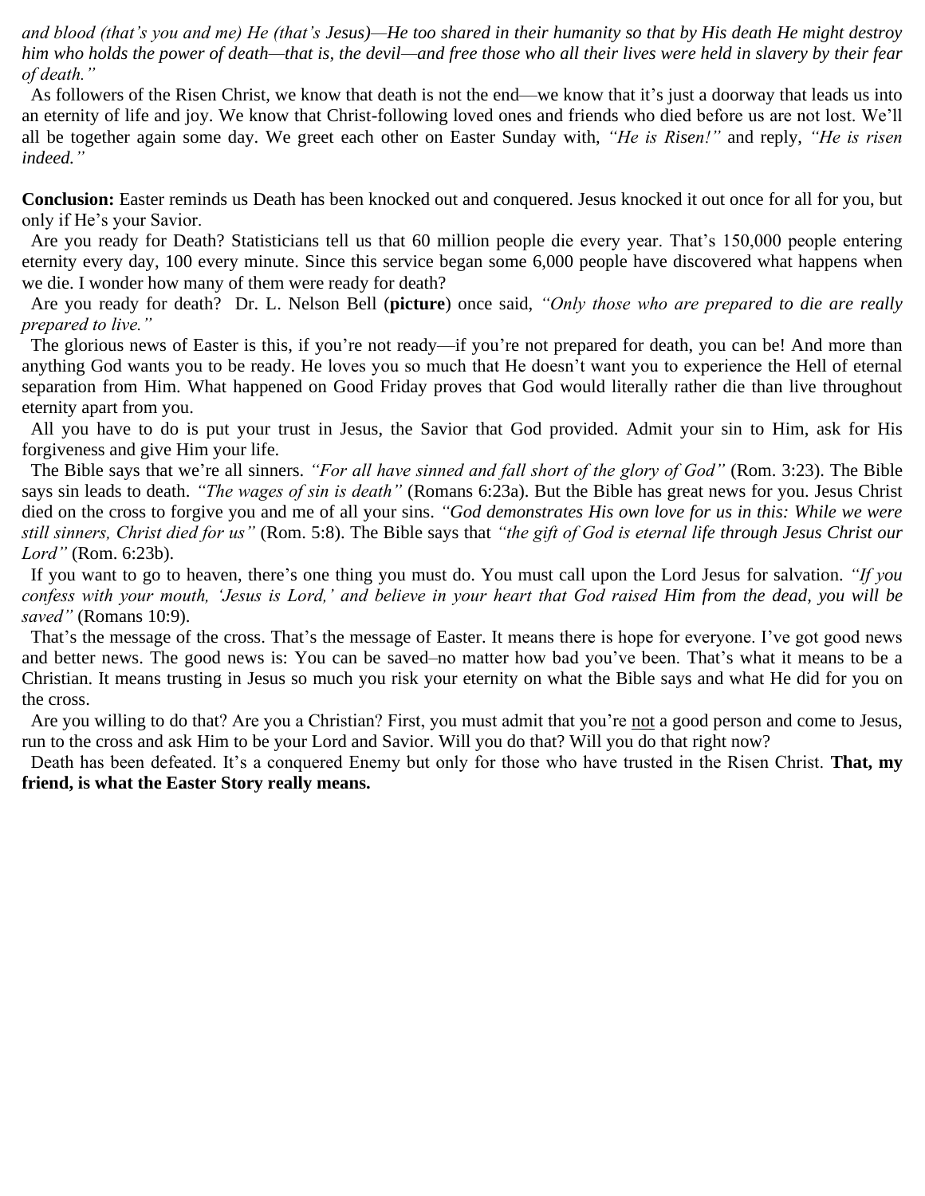*and blood (that's you and me) He (that's Jesus)—He too shared in their humanity so that by His death He might destroy him who holds the power of death—that is, the devil—and free those who all their lives were held in slavery by their fear of death."*

As followers of the Risen Christ, we know that death is not the end—we know that it's just a doorway that leads us into an eternity of life and joy. We know that Christ-following loved ones and friends who died before us are not lost. We'll all be together again some day. We greet each other on Easter Sunday with, *"He is Risen!"* and reply, *"He is risen indeed."*

**Conclusion:** Easter reminds us Death has been knocked out and conquered. Jesus knocked it out once for all for you, but only if He's your Savior.

Are you ready for Death? Statisticians tell us that 60 million people die every year. That's 150,000 people entering eternity every day, 100 every minute. Since this service began some 6,000 people have discovered what happens when we die. I wonder how many of them were ready for death?

Are you ready for death? Dr. L. Nelson Bell (**picture**) once said, *"Only those who are prepared to die are really prepared to live."*

The glorious news of Easter is this, if you're not ready—if you're not prepared for death, you can be! And more than anything God wants you to be ready. He loves you so much that He doesn't want you to experience the Hell of eternal separation from Him. What happened on Good Friday proves that God would literally rather die than live throughout eternity apart from you.

All you have to do is put your trust in Jesus, the Savior that God provided. Admit your sin to Him, ask for His forgiveness and give Him your life.

The Bible says that we're all sinners. *"For all have sinned and fall short of the glory of God"* (Rom. 3:23). The Bible says sin leads to death. *"The wages of sin is death"* (Romans 6:23a). But the Bible has great news for you. Jesus Christ died on the cross to forgive you and me of all your sins. *"God demonstrates His own love for us in this: While we were still sinners, Christ died for us"* (Rom. 5:8). The Bible says that *"the gift of God is eternal life through Jesus Christ our Lord"* (Rom. 6:23b).

If you want to go to heaven, there's one thing you must do. You must call upon the Lord Jesus for salvation. *"If you confess with your mouth, 'Jesus is Lord,' and believe in your heart that God raised Him from the dead, you will be saved"* (Romans 10:9).

That's the message of the cross. That's the message of Easter. It means there is hope for everyone. I've got good news and better news. The good news is: You can be saved–no matter how bad you've been. That's what it means to be a Christian. It means trusting in Jesus so much you risk your eternity on what the Bible says and what He did for you on the cross.

Are you willing to do that? Are you a Christian? First, you must admit that you're <u>not</u> a good person and come to Jesus, run to the cross and ask Him to be your Lord and Savior. Will you do that? Will you do that right now?

Death has been defeated. It's a conquered Enemy but only for those who have trusted in the Risen Christ. **That, my friend, is what the Easter Story really means.**